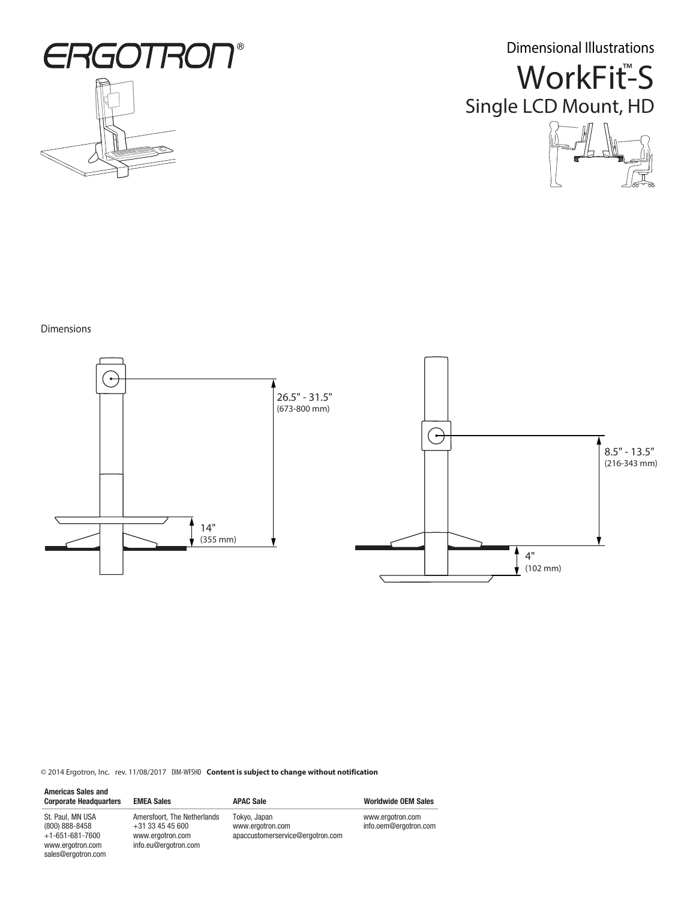ERGOTRON®

Dimensional Illustrations

# WorkFit™-S

## Single LCD Mount, HD

Dimensions

26.5" - 31.5"
(673-800 mm)

14"
(355 mm)

8.5" - 13.5"
(216-343 mm)

4"
(102 mm)

© 2014 Ergotron, Inc. rev. 11/08/2017 DIM-WFSHD **Content is subject to change without notification**

| Americas Sales and Corporate Headquarters | EMEA Sales | APAC Sale | Worldwide OEM Sales |
|---|---|---|---|
| St. Paul, MN USA<br>(800) 888-8458<br>+1-651-681-7600<br>www.ergotron.com<br>sales@ergotron.com | Amersfoort, The Netherlands<br>+31 33 45 45 600<br>www.ergotron.com<br>info.eu@ergotron.com | Tokyo, Japan<br>www.ergotron.com<br>apaccustomerservice@ergotron.com | www.ergotron.com<br>info.oem@ergotron.com |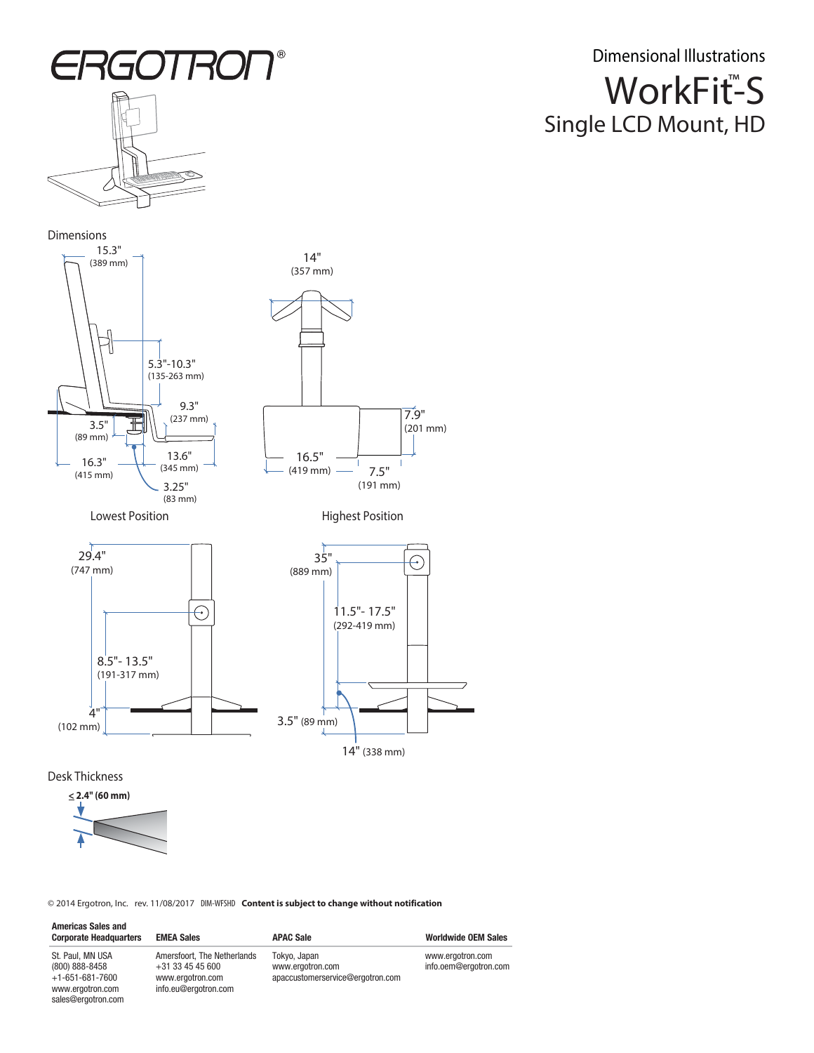# ERGOTRON®

## Dimensional Illustrations

# WorkFit™-S

## Single LCD Mount, HD

### Dimensions

15.3" (389 mm)

5.3"-10.3" (135-263 mm)

9.3" (237 mm)

3.5" (89 mm)

13.6" (345 mm)

16.3" (415 mm)

3.25" (83 mm)

14" (357 mm)

7.9" (201 mm)

16.5" (419 mm)

7.5" (191 mm)

Lowest Position

Highest Position

29.4" (747 mm)

8.5"- 13.5" (191-317 mm)

4" (102 mm)

35" (889 mm)

11.5"- 17.5" (292-419 mm)

3.5" (89 mm)

14" (338 mm)

### Desk Thickness

**≤ 2.4" (60 mm)**

© 2014 Ergotron, Inc. rev. 11/08/2017 DIM-WFSHD **Content is subject to change without notification**

| Americas Sales and Corporate Headquarters | EMEA Sales | APAC Sale | Worldwide OEM Sales |
| --- | --- | --- | --- |
| St. Paul, MN USA<br>(800) 888-8458<br>+1-651-681-7600<br>www.ergotron.com<br>sales@ergotron.com | Amersfoort, The Netherlands<br>+31 33 45 45 600<br>www.ergotron.com<br>info.eu@ergotron.com | Tokyo, Japan<br>www.ergotron.com<br>apaccustomerservice@ergotron.com | www.ergotron.com<br>info.oem@ergotron.com |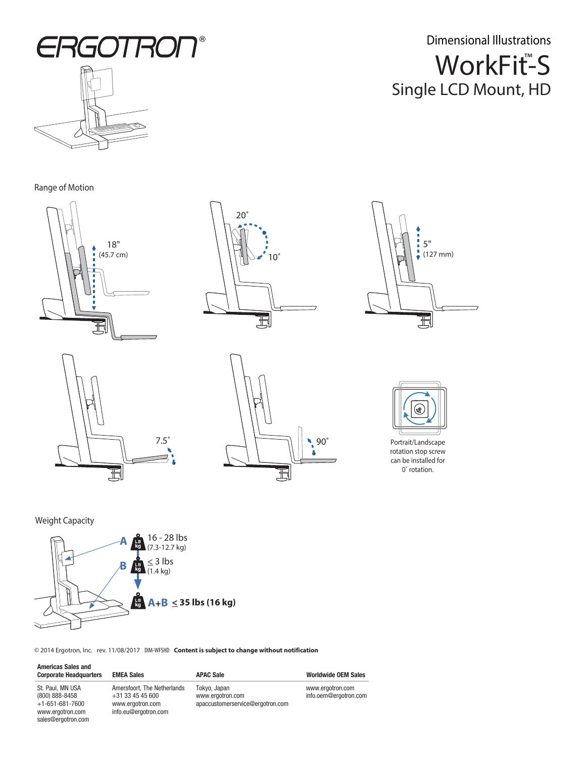# ERGOTRON®

Dimensional Illustrations

# WorkFit™-S

## Single LCD Mount, HD

### Range of Motion

18"
(45.7 cm)

20˚

10˚

5"
(127 mm)

7.5˚

90˚

Portrait/Landscape rotation stop screw can be installed for 0˚ rotation.

### Weight Capacity

A 16 - 28 lbs
(7.3-12.7 kg)

B ≤ 3 lbs
(1.4 kg)

A+B ≤ 35 lbs (16 kg)

© 2014 Ergotron, Inc. rev. 11/08/2017 DIM-WFSHD **Content is subject to change without notification**

| Americas Sales and Corporate Headquarters | EMEA Sales | APAC Sale | Worldwide OEM Sales |
|---|---|---|---|
| St. Paul, MN USA<br>(800) 888-8458<br>+1-651-681-7600<br>www.ergotron.com<br>sales@ergotron.com | Amersfoort, The Netherlands<br>+31 33 45 45 600<br>www.ergotron.com<br>info.eu@ergotron.com | Tokyo, Japan<br>www.ergotron.com<br>apaccustomerservice@ergotron.com | www.ergotron.com<br>info.oem@ergotron.com |